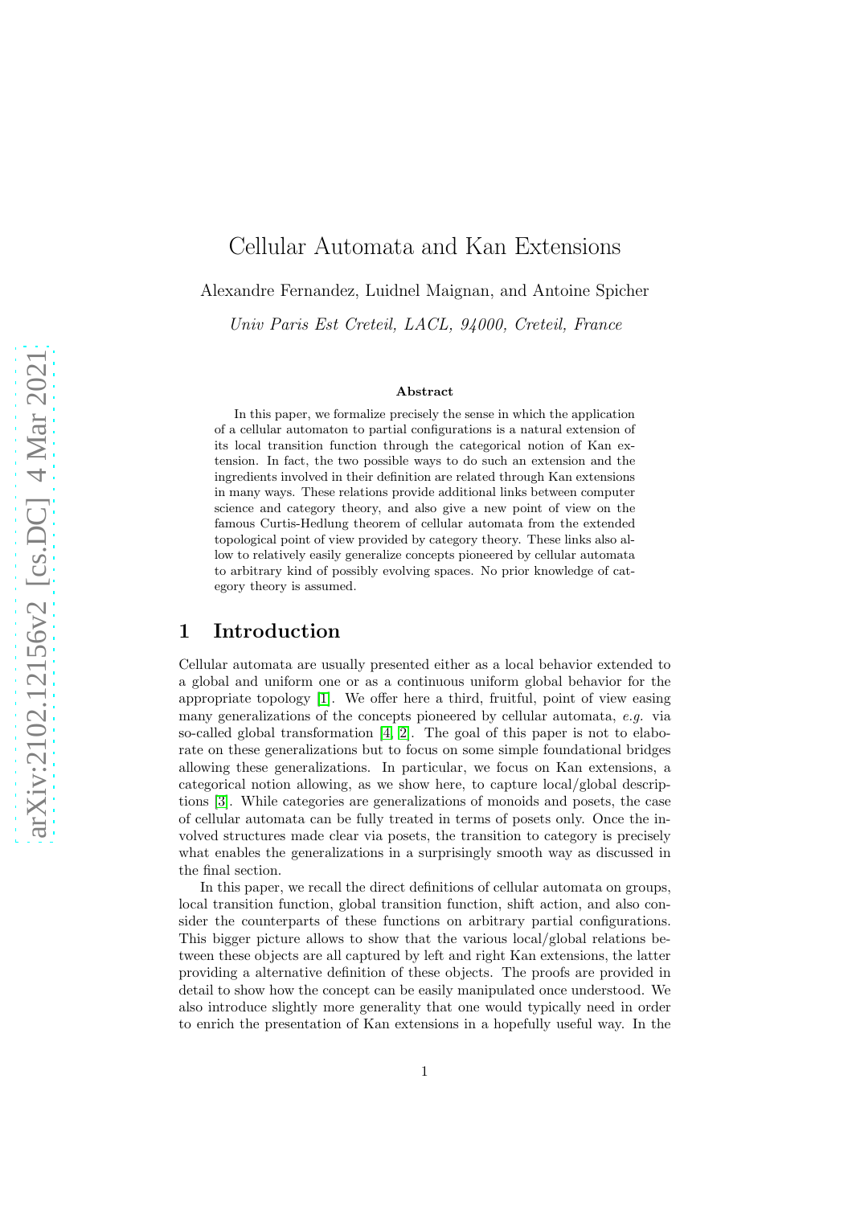# Cellular Automata and Kan Extensions

Alexandre Fernandez, Luidnel Maignan, and Antoine Spicher

*Univ Paris Est Creteil, LACL, 94000, Creteil, France*

### Abstract

In this paper, we formalize precisely the sense in which the application of a cellular automaton to partial configurations is a natural extension of its local transition function through the categorical notion of Kan extension. In fact, the two possible ways to do such an extension and the ingredients involved in their definition are related through Kan extensions in many ways. These relations provide additional links between computer science and category theory, and also give a new point of view on the famous Curtis-Hedlung theorem of cellular automata from the extended topological point of view provided by category theory. These links also allow to relatively easily generalize concepts pioneered by cellular automata to arbitrary kind of possibly evolving spaces. No prior knowledge of category theory is assumed.

## 1 Introduction

Cellular automata are usually presented either as a local behavior extended to a global and uniform one or as a continuous uniform global behavior for the appropriate topology [1]. We offer here a third, fruitful, point of view easing many generalizations of the concepts pioneered by cellular automata, *e.g.* via so-called global transformation [4, 2]. The goal of this paper is not to elaborate on these generalizations but to focus on some simple foundational bridges allowing these generalizations. In particular, we focus on Kan extensions, a categorical notion allowing, as we show here, to capture local/global descriptions [3]. While categories are generalizations of monoids and posets, the case of cellular automata can be fully treated in terms of posets only. Once the involved structures made clear via posets, the transition to category is precisely what enables the generalizations in a surprisingly smooth way as discussed in the final section.

In this paper, we recall the direct definitions of cellular automata on groups, local transition function, global transition function, shift action, and also consider the counterparts of these functions on arbitrary partial configurations. This bigger picture allows to show that the various local/global relations between these objects are all captured by left and right Kan extensions, the latter providing a alternative definition of these objects. The proofs are provided in detail to show how the concept can be easily manipulated once understood. We also introduce slightly more generality that one would typically need in order to enrich the presentation of Kan extensions in a hopefully useful way. In the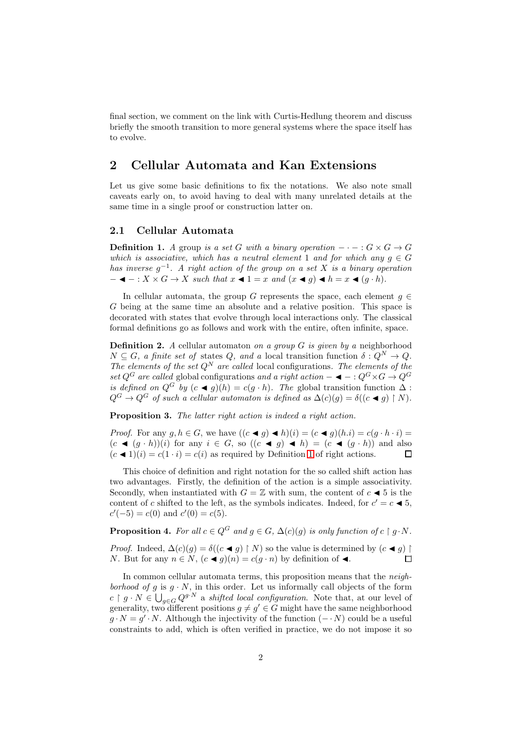final section, we comment on the link with Curtis-Hedlung theorem and discuss briefly the smooth transition to more general systems where the space itself has to evolve.

## 2 Cellular Automata and Kan Extensions

Let us give some basic definitions to fix the notations. We also note small caveats early on, to avoid having to deal with many unrelated details at the same time in a single proof or construction latter on.

### 2.1 Cellular Automata

**Definition 1.** *A* group *is a set $G$ with a binary operation $- \cdot - : G \times G \to G$ which is associative, which has a neutral element $1$ and for which any $g \in G$ has inverse $g^{-1}$. A* right action *of the group on a set $X$ is a binary operation $- \blacktriangleleft - : X \times G \to X$ such that $x \blacktriangleleft 1 = x$ and $(x \blacktriangleleft g) \blacktriangleleft h = x \blacktriangleleft (g \cdot h)$.*

In cellular automata, the group $G$ represents the space, each element $g \in G$ being at the same time an absolute and a relative position. This space is decorated with states that evolve through local interactions only. The classical formal definitions go as follows and work with the entire, often infinite, space.

**Definition 2.** *A* cellular automaton *on a group $G$ is given by a* neighborhood *$N \subseteq G$, a finite set of* states *$Q$, and a* local transition function *$\delta : Q^N \to Q$. The elements of the set $Q^N$ are called* local configurations*. The elements of the set $Q^G$ are called* global configurations *and a right action $- \blacktriangleleft - : Q^G \times G \to Q^G$ is defined on $Q^G$ by $(c \blacktriangleleft g)(h) = c(g \cdot h)$. The global transition function $\Delta : Q^G \to Q^G$ of such a cellular automaton is defined as $\Delta(c)(g) = \delta((c \blacktriangleleft g) \restriction N)$.*

**Proposition 3.** *The latter right action is indeed a right action.*

*Proof.* For any $g, h \in G$, we have $((c \blacktriangleleft g) \blacktriangleleft h)(i) = (c \blacktriangleleft g)(h.i) = c(g \cdot h \cdot i) = (c \blacktriangleleft (g \cdot h))(i)$ for any $i \in G$, so $((c \blacktriangleleft g) \blacktriangleleft h) = (c \blacktriangleleft (g \cdot h))$ and also $(c \blacktriangleleft 1)(i) = c(1 \cdot i) = c(i)$ as required by Definition 1 of right actions. □

This choice of definition and right notation for the so called shift action has two advantages. Firstly, the definition of the action is a simple associativity. Secondly, when instantiated with $G = \mathbb{Z}$ with sum, the content of $c \blacktriangleleft 5$ is the content of $c$ shifted to the left, as the symbols indicates. Indeed, for $c' = c \blacktriangleleft 5$, $c'(-5) = c(0)$ and $c'(0) = c(5)$.

**Proposition 4.** *For all $c \in Q^G$ and $g \in G$, $\Delta(c)(g)$ is only function of $c \restriction g \cdot N$.*

*Proof.* Indeed, $\Delta(c)(g) = \delta((c \blacktriangleleft g) \restriction N)$ so the value is determined by $(c \blacktriangleleft g) \restriction N$. But for any $n \in N$, $(c \blacktriangleleft g)(n) = c(g \cdot n)$ by definition of $\blacktriangleleft$. □

In common cellular automata terms, this proposition means that the *neighborhood of $g$* is $g \cdot N$, in this order. Let us informally call objects of the form $c \restriction g \cdot N \in \bigcup_{g \in G} Q^{g \cdot N}$ a *shifted local configuration*. Note that, at our level of generality, two different positions $g \neq g' \in G$ might have the same neighborhood $g \cdot N = g' \cdot N$. Although the injectivity of the function $(- \cdot N)$ could be a useful constraints to add, which is often verified in practice, we do not impose it so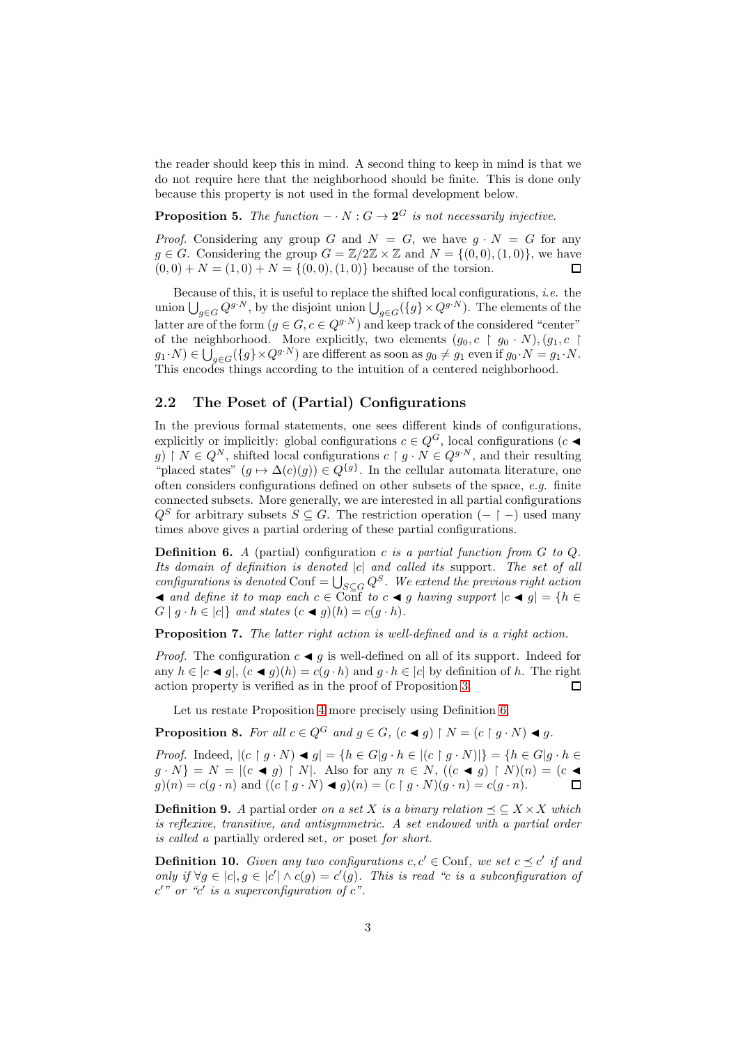the reader should keep this in mind. A second thing to keep in mind is that we do not require here that the neighborhood should be finite. This is done only because this property is not used in the formal development below.

**Proposition 5.** *The function $- \cdot N : G \to \mathbf{2}^G$ is not necessarily injective.*

*Proof.* Considering any group $G$ and $N = G$, we have $g \cdot N = G$ for any $g \in G$. Considering the group $G = \mathbb{Z}/2\mathbb{Z} \times \mathbb{Z}$ and $N = \{(0,0),(1,0)\}$, we have $(0,0) + N = (1,0) + N = \{(0,0),(1,0)\}$ because of the torsion. □

Because of this, it is useful to replace the shifted local configurations, *i.e.* the union $\bigcup_{g \in G} Q^{g \cdot N}$, by the disjoint union $\bigcup_{g \in G} (\{g\} \times Q^{g \cdot N})$. The elements of the latter are of the form $(g \in G, c \in Q^{g \cdot N})$ and keep track of the considered "center" of the neighborhood. More explicitly, two elements $(g_0, c \restriction g_0 \cdot N), (g_1, c \restriction g_1 \cdot N) \in \bigcup_{g \in G} (\{g\} \times Q^{g \cdot N})$ are different as soon as $g_0 \neq g_1$ even if $g_0 \cdot N = g_1 \cdot N$. This encodes things according to the intuition of a centered neighborhood.

## 2.2 The Poset of (Partial) Configurations

In the previous formal statements, one sees different kinds of configurations, explicitly or implicitly: global configurations $c \in Q^G$, local configurations $(c \blacktriangleleft g) \restriction N \in Q^N$, shifted local configurations $c \restriction g \cdot N \in Q^{g \cdot N}$, and their resulting "placed states" $(g \mapsto \Delta(c)(g)) \in Q^{\{g\}}$. In the cellular automata literature, one often considers configurations defined on other subsets of the space, *e.g.* finite connected subsets. More generally, we are interested in all partial configurations $Q^S$ for arbitrary subsets $S \subseteq G$. The restriction operation $(- \restriction -)$ used many times above gives a partial ordering of these partial configurations.

**Definition 6.** *A* (partial) configuration *$c$ is a partial function from $G$ to $Q$. Its domain of definition is denoted $|c|$ and called its* support*. The set of all configurations is denoted $\mathrm{Conf} = \bigcup_{S \subseteq G} Q^S$. We extend the previous right action $\blacktriangleleft$ and define it to map each $c \in \mathrm{Conf}$ to $c \blacktriangleleft g$ having support $|c \blacktriangleleft g| = \{h \in G \mid g \cdot h \in |c|\}$ and states $(c \blacktriangleleft g)(h) = c(g \cdot h)$.*

**Proposition 7.** *The latter right action is well-defined and is a right action.*

*Proof.* The configuration $c \blacktriangleleft g$ is well-defined on all of its support. Indeed for any $h \in |c \blacktriangleleft g|$, $(c \blacktriangleleft g)(h) = c(g \cdot h)$ and $g \cdot h \in |c|$ by definition of $h$. The right action property is verified as in the proof of Proposition 3. □

Let us restate Proposition 4 more precisely using Definition 6.

**Proposition 8.** *For all $c \in Q^G$ and $g \in G$, $(c \blacktriangleleft g) \restriction N = (c \restriction g \cdot N) \blacktriangleleft g$.*

*Proof.* Indeed, $|(c \restriction g \cdot N) \blacktriangleleft g| = \{h \in G | g \cdot h \in |(c \restriction g \cdot N)|\} = \{h \in G | g \cdot h \in g \cdot N\} = N = |(c \blacktriangleleft g) \restriction N|$. Also for any $n \in N$, $((c \blacktriangleleft g) \restriction N)(n) = (c \blacktriangleleft g)(n) = c(g \cdot n)$ and $((c \restriction g \cdot N) \blacktriangleleft g)(n) = (c \restriction g \cdot N)(g \cdot n) = c(g \cdot n)$. □

**Definition 9.** *A* partial order *on a set $X$ is a binary relation $\preceq \subseteq X \times X$ which is reflexive, transitive, and antisymmetric. A set endowed with a partial order is called a* partially ordered set*, or* poset *for short.*

**Definition 10.** *Given any two configurations $c, c' \in \mathrm{Conf}$, we set $c \preceq c'$ if and only if $\forall g \in |c|, g \in |c'| \wedge c(g) = c'(g)$. This is read "$c$ is a subconfiguration of $c'$" or "$c'$ is a superconfiguration of $c$".*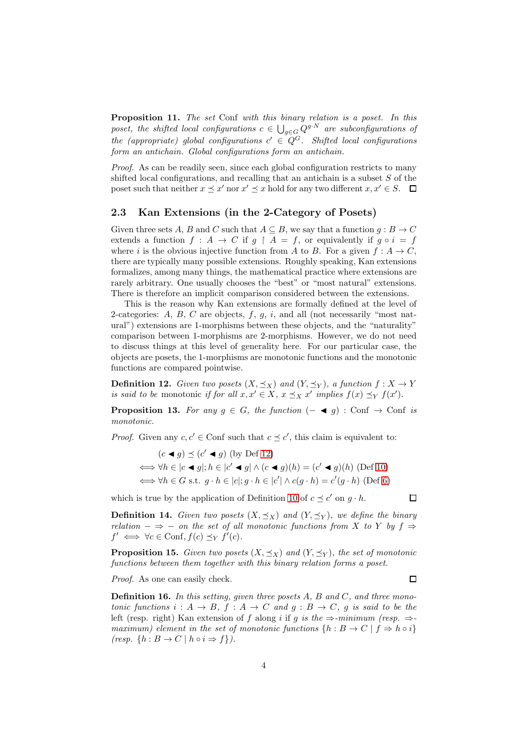**Proposition 11.** *The set* Conf *with this binary relation is a poset. In this poset, the shifted local configurations $c \in \bigcup_{g \in G} Q^{g \cdot N}$ are subconfigurations of the (appropriate) global configurations $c' \in Q^G$. Shifted local configurations form an antichain. Global configurations form an antichain.*

*Proof.* As can be readily seen, since each global configuration restricts to many shifted local configurations, and recalling that an antichain is a subset $S$ of the poset such that neither $x \preceq x'$ nor $x' \preceq x$ hold for any two different $x, x' \in S$. $\square$

### 2.3 Kan Extensions (in the 2-Category of Posets)

Given three sets $A$, $B$ and $C$ such that $A \subseteq B$, we say that a function $g : B \to C$ extends a function $f : A \to C$ if $g \upharpoonright A = f$, or equivalently if $g \circ i = f$ where $i$ is the obvious injective function from $A$ to $B$. For a given $f : A \to C$, there are typically many possible extensions. Roughly speaking, Kan extensions formalizes, among many things, the mathematical practice where extensions are rarely arbitrary. One usually chooses the "best" or "most natural" extensions. There is therefore an implicit comparison considered between the extensions.

This is the reason why Kan extensions are formally defined at the level of 2-categories: $A$, $B$, $C$ are objects, $f$, $g$, $i$, and all (not necessarily "most natural") extensions are 1-morphisms between these objects, and the "naturality" comparison between 1-morphisms are 2-morphisms. However, we do not need to discuss things at this level of generality here. For our particular case, the objects are posets, the 1-morphisms are monotonic functions and the monotonic functions are compared pointwise.

**Definition 12.** *Given two posets $(X, \preceq_X)$ and $(Y, \preceq_Y)$, a function $f : X \to Y$ is said to be* monotonic *if for all $x, x' \in X$, $x \preceq_X x'$ implies $f(x) \preceq_Y f(x')$.*

**Proposition 13.** *For any $g \in G$, the function $(- \blacktriangleleft g) :$ Conf $\to$ Conf is monotonic.*

*Proof.* Given any $c, c' \in \text{Conf}$ such that $c \preceq c'$, this claim is equivalent to:

$$
\begin{aligned}
& (c \blacktriangleleft g) \preceq (c' \blacktriangleleft g) \text{ (by Def 12)} \\
\iff & \forall h \in |c \blacktriangleleft g|; h \in |c' \blacktriangleleft g| \wedge (c \blacktriangleleft g)(h) = (c' \blacktriangleleft g)(h) \text{ (Def 10)} \\
\iff & \forall h \in G \text{ s.t. } g \cdot h \in |c|; g \cdot h \in |c'| \wedge c(g \cdot h) = c'(g \cdot h) \text{ (Def 6)}
\end{aligned}
$$

which is true by the application of Definition 10 of $c \preceq c'$ on $g \cdot h$. $\square$

**Definition 14.** *Given two posets $(X, \preceq_X)$ and $(Y, \preceq_Y)$, we define the binary relation $- \Rightarrow -$ on the set of all monotonic functions from $X$ to $Y$ by $f \Rightarrow f' \iff \forall c \in \text{Conf}, f(c) \preceq_Y f'(c)$.*

**Proposition 15.** *Given two posets $(X, \preceq_X)$ and $(Y, \preceq_Y)$, the set of monotonic functions between them together with this binary relation forms a poset.*

*Proof.* As one can easily check. $\square$

**Definition 16.** *In this setting, given three posets $A$, $B$ and $C$, and three monotonic functions $i : A \to B$, $f : A \to C$ and $g : B \to C$, $g$ is said to be the* left (resp. right) Kan extension of $f$ along $i$ *if $g$ is the $\Rightarrow$-minimum (resp. $\Rightarrow$-maximum) element in the set of monotonic functions $\{h : B \to C \mid f \Rightarrow h \circ i\}$ (resp. $\{h : B \to C \mid h \circ i \Rightarrow f\}$).*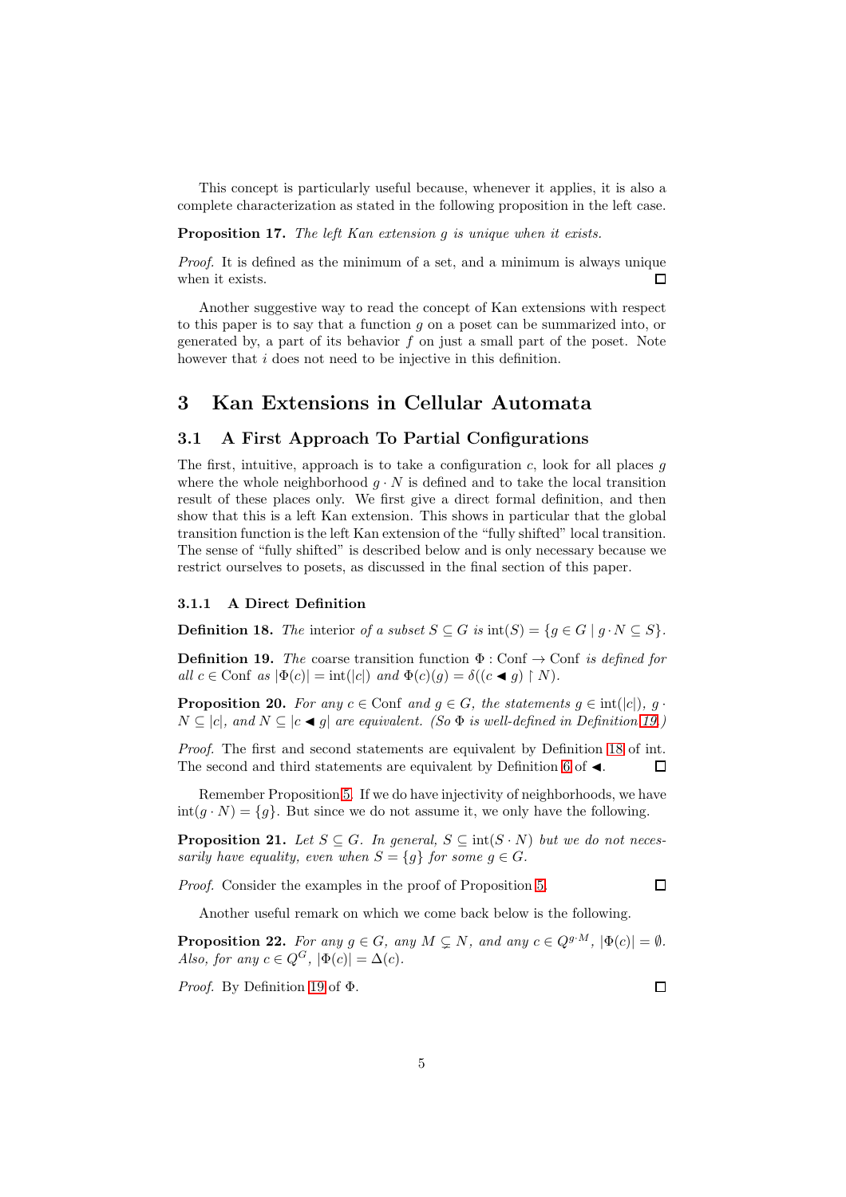This concept is particularly useful because, whenever it applies, it is also a complete characterization as stated in the following proposition in the left case.

**Proposition 17.** *The left Kan extension $g$ is unique when it exists.*

*Proof.* It is defined as the minimum of a set, and a minimum is always unique when it exists. □

Another suggestive way to read the concept of Kan extensions with respect to this paper is to say that a function $g$ on a poset can be summarized into, or generated by, a part of its behavior $f$ on just a small part of the poset. Note however that $i$ does not need to be injective in this definition.

## 3 Kan Extensions in Cellular Automata

### 3.1 A First Approach To Partial Configurations

The first, intuitive, approach is to take a configuration $c$, look for all places $g$ where the whole neighborhood $g \cdot N$ is defined and to take the local transition result of these places only. We first give a direct formal definition, and then show that this is a left Kan extension. This shows in particular that the global transition function is the left Kan extension of the "fully shifted" local transition. The sense of "fully shifted" is described below and is only necessary because we restrict ourselves to posets, as discussed in the final section of this paper.

#### 3.1.1 A Direct Definition

**Definition 18.** *The* interior *of a subset $S \subseteq G$ is $\mathrm{int}(S) = \{g \in G \mid g \cdot N \subseteq S\}$.*

**Definition 19.** *The* coarse transition function $\Phi : \mathrm{Conf} \to \mathrm{Conf}$ *is defined for all $c \in \mathrm{Conf}$ as $|\Phi(c)| = \mathrm{int}(|c|)$ and $\Phi(c)(g) = \delta((c \blacktriangleleft g) \restriction N)$.*

**Proposition 20.** *For any $c \in \mathrm{Conf}$ and $g \in G$, the statements $g \in \mathrm{int}(|c|)$, $g \cdot N \subseteq |c|$, and $N \subseteq |c \blacktriangleleft g|$ are equivalent. (So $\Phi$ is well-defined in Definition 19.)*

*Proof.* The first and second statements are equivalent by Definition 18 of int. The second and third statements are equivalent by Definition 6 of $\blacktriangleleft$. □

Remember Proposition 5. If we do have injectivity of neighborhoods, we have $\mathrm{int}(g \cdot N) = \{g\}$. But since we do not assume it, we only have the following.

**Proposition 21.** *Let $S \subseteq G$. In general, $S \subseteq \mathrm{int}(S \cdot N)$ but we do not necessarily have equality, even when $S = \{g\}$ for some $g \in G$.*

*Proof.* Consider the examples in the proof of Proposition 5. □

Another useful remark on which we come back below is the following.

**Proposition 22.** *For any $g \in G$, any $M \subsetneq N$, and any $c \in Q^{g \cdot M}$, $|\Phi(c)| = \emptyset$. Also, for any $c \in Q^G$, $|\Phi(c)| = \Delta(c)$.*

*Proof.* By Definition 19 of $\Phi$. □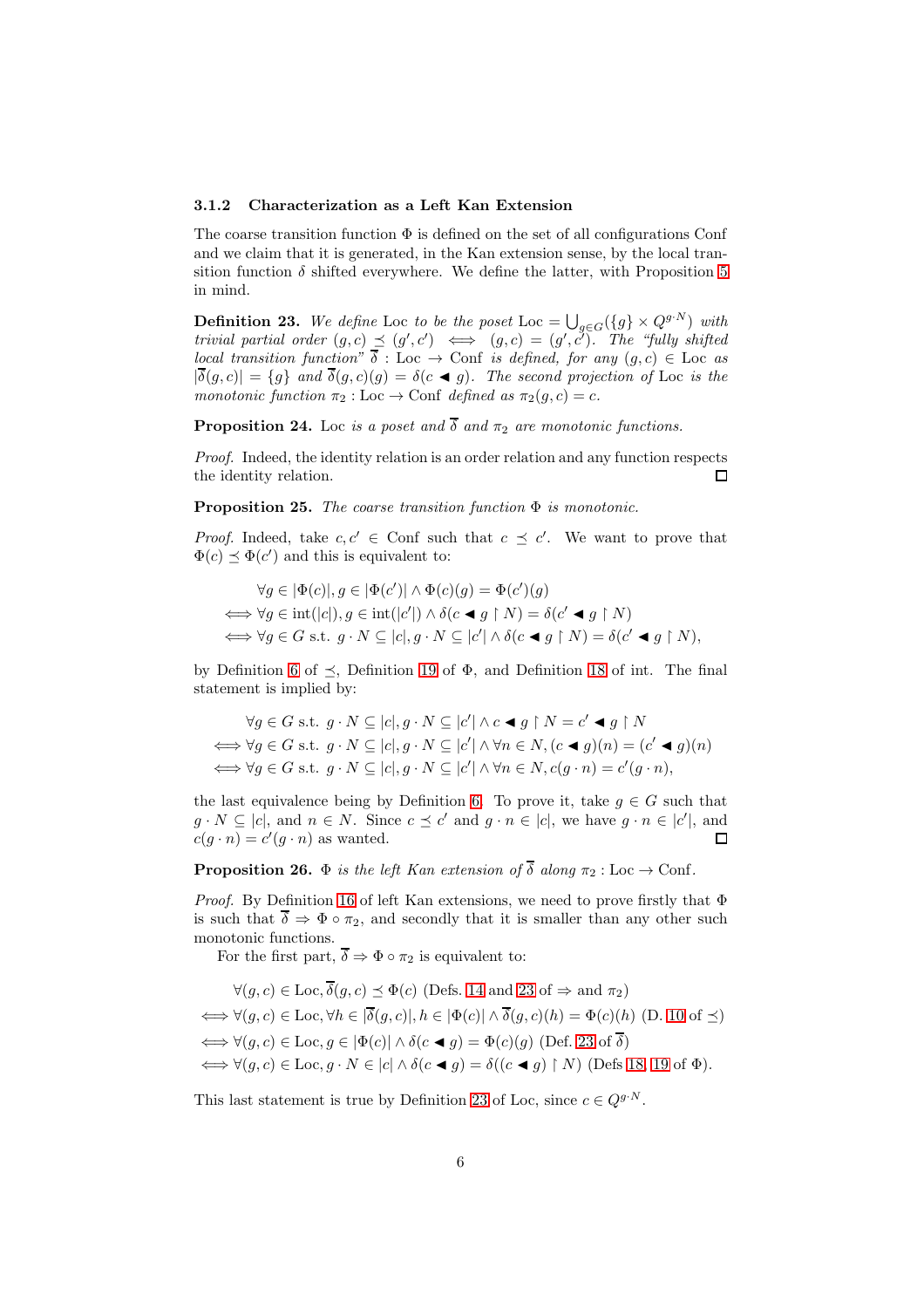### 3.1.2 Characterization as a Left Kan Extension

The coarse transition function $\Phi$ is defined on the set of all configurations Conf and we claim that it is generated, in the Kan extension sense, by the local transition function $\delta$ shifted everywhere. We define the latter, with Proposition 5 in mind.

**Definition 23.** *We define* Loc *to be the poset* $\text{Loc} = \bigcup_{g\in G}(\{g\} \times Q^{g\cdot N})$ *with trivial partial order* $(g, c) \preceq (g', c') \iff (g, c) = (g', c')$. *The "fully shifted local transition function"* $\overline{\delta} : \text{Loc} \to \text{Conf}$ *is defined, for any* $(g, c) \in \text{Loc}$ *as* $|\overline{\delta}(g, c)| = \{g\}$ *and* $\overline{\delta}(g, c)(g) = \delta(c \blacktriangleleft g)$. *The second projection of* Loc *is the monotonic function* $\pi_2 : \text{Loc} \to \text{Conf}$ *defined as* $\pi_2(g, c) = c$.

**Proposition 24.** Loc *is a poset and* $\overline{\delta}$ *and* $\pi_2$ *are monotonic functions.*

*Proof.* Indeed, the identity relation is an order relation and any function respects the identity relation. □

**Proposition 25.** *The coarse transition function* $\Phi$ *is monotonic.*

*Proof.* Indeed, take $c, c' \in \text{Conf}$ such that $c \preceq c'$. We want to prove that $\Phi(c) \preceq \Phi(c')$ and this is equivalent to:

$$
\begin{aligned}
&\forall g \in |\Phi(c)|, g \in |\Phi(c')| \wedge \Phi(c)(g) = \Phi(c')(g) \\
\iff &\forall g \in \text{int}(|c|), g \in \text{int}(|c'|) \wedge \delta(c \blacktriangleleft g \restriction N) = \delta(c' \blacktriangleleft g \restriction N) \\
\iff &\forall g \in G \text{ s.t. } g \cdot N \subseteq |c|, g \cdot N \subseteq |c'| \wedge \delta(c \blacktriangleleft g \restriction N) = \delta(c' \blacktriangleleft g \restriction N),
\end{aligned}
$$

by Definition 6 of $\preceq$, Definition 19 of $\Phi$, and Definition 18 of int. The final statement is implied by:

$$
\begin{aligned}
&\forall g \in G \text{ s.t. } g \cdot N \subseteq |c|, g \cdot N \subseteq |c'| \wedge c \blacktriangleleft g \restriction N = c' \blacktriangleleft g \restriction N \\
\iff &\forall g \in G \text{ s.t. } g \cdot N \subseteq |c|, g \cdot N \subseteq |c'| \wedge \forall n \in N, (c \blacktriangleleft g)(n) = (c' \blacktriangleleft g)(n) \\
\iff &\forall g \in G \text{ s.t. } g \cdot N \subseteq |c|, g \cdot N \subseteq |c'| \wedge \forall n \in N, c(g \cdot n) = c'(g \cdot n),
\end{aligned}
$$

the last equivalence being by Definition 6. To prove it, take $g \in G$ such that $g \cdot N \subseteq |c|$, and $n \in N$. Since $c \preceq c'$ and $g \cdot n \in |c|$, we have $g \cdot n \in |c'|$, and $c(g \cdot n) = c'(g \cdot n)$ as wanted. □

**Proposition 26.** $\Phi$ *is the left Kan extension of* $\overline{\delta}$ *along* $\pi_2 : \text{Loc} \to \text{Conf}$.

*Proof.* By Definition 16 of left Kan extensions, we need to prove firstly that $\Phi$ is such that $\overline{\delta} \Rightarrow \Phi \circ \pi_2$, and secondly that it is smaller than any other such monotonic functions.

For the first part, $\overline{\delta} \Rightarrow \Phi \circ \pi_2$ is equivalent to:

$$
\begin{aligned}
&\forall (g, c) \in \text{Loc}, \overline{\delta}(g, c) \preceq \Phi(c) \text{ (Defs. 14 and 23 of } \Rightarrow \text{ and } \pi_2) \\
\iff &\forall (g, c) \in \text{Loc}, \forall h \in |\overline{\delta}(g, c)|, h \in |\Phi(c)| \wedge \overline{\delta}(g, c)(h) = \Phi(c)(h) \text{ (D. 10 of } \preceq) \\
\iff &\forall (g, c) \in \text{Loc}, g \in |\Phi(c)| \wedge \delta(c \blacktriangleleft g) = \Phi(c)(g) \text{ (Def. 23 of } \overline{\delta}) \\
\iff &\forall (g, c) \in \text{Loc}, g \cdot N \in |c| \wedge \delta(c \blacktriangleleft g) = \delta((c \blacktriangleleft g) \restriction N) \text{ (Defs 18, 19 of } \Phi).
\end{aligned}
$$

This last statement is true by Definition 23 of Loc, since $c \in Q^{g\cdot N}$.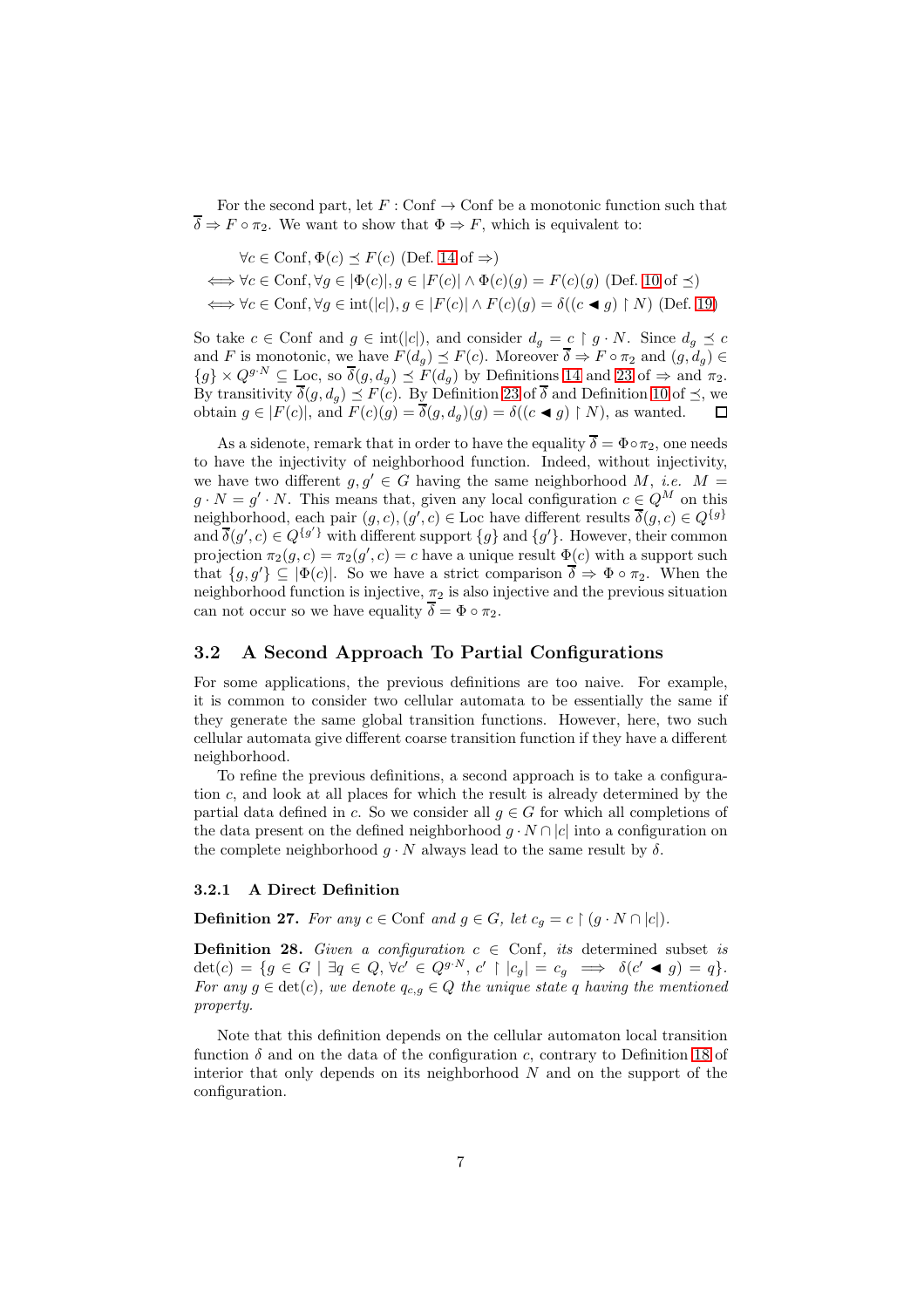For the second part, let $F : \text{Conf} \to \text{Conf}$ be a monotonic function such that $\overline{\delta} \Rightarrow F \circ \pi_2$. We want to show that $\Phi \Rightarrow F$, which is equivalent to:

$$
\begin{aligned}
&\forall c \in \text{Conf}, \Phi(c) \preceq F(c) \text{ (Def. 14 of } \Rightarrow) \\
\iff &\forall c \in \text{Conf}, \forall g \in |\Phi(c)|, g \in |F(c)| \wedge \Phi(c)(g) = F(c)(g) \text{ (Def. 10 of } \preceq) \\
\iff &\forall c \in \text{Conf}, \forall g \in \text{int}(|c|), g \in |F(c)| \wedge F(c)(g) = \delta((c \blacktriangleleft g) \restriction N) \text{ (Def. 19)}
\end{aligned}
$$

So take $c \in \text{Conf}$ and $g \in \text{int}(|c|)$, and consider $d_g = c \restriction g \cdot N$. Since $d_g \preceq c$ and $F$ is monotonic, we have $F(d_g) \preceq F(c)$. Moreover $\overline{\delta} \Rightarrow F \circ \pi_2$ and $(g, d_g) \in \{g\} \times Q^{g \cdot N} \subseteq \text{Loc}$, so $\overline{\delta}(g, d_g) \preceq F(d_g)$ by Definitions 14 and 23 of $\Rightarrow$ and $\pi_2$. By transitivity $\overline{\delta}(g, d_g) \preceq F(c)$. By Definition 23 of $\overline{\delta}$ and Definition 10 of $\preceq$, we obtain $g \in |F(c)|$, and $F(c)(g) = \overline{\delta}(g, d_g)(g) = \delta((c \blacktriangleleft g) \restriction N)$, as wanted. □

As a sidenote, remark that in order to have the equality $\overline{\delta} = \Phi \circ \pi_2$, one needs to have the injectivity of neighborhood function. Indeed, without injectivity, we have two different $g, g' \in G$ having the same neighborhood $M$, *i.e.* $M = g \cdot N = g' \cdot N$. This means that, given any local configuration $c \in Q^M$ on this neighborhood, each pair $(g, c), (g', c) \in \text{Loc}$ have different results $\overline{\delta}(g, c) \in Q^{\{g\}}$ and $\overline{\delta}(g', c) \in Q^{\{g'\}}$ with different support $\{g\}$ and $\{g'\}$. However, their common projection $\pi_2(g, c) = \pi_2(g', c) = c$ have a unique result $\Phi(c)$ with a support such that $\{g, g'\} \subseteq |\Phi(c)|$. So we have a strict comparison $\overline{\delta} \Rightarrow \Phi \circ \pi_2$. When the neighborhood function is injective, $\pi_2$ is also injective and the previous situation can not occur so we have equality $\overline{\delta} = \Phi \circ \pi_2$.

## 3.2 A Second Approach To Partial Configurations

For some applications, the previous definitions are too naive. For example, it is common to consider two cellular automata to be essentially the same if they generate the same global transition functions. However, here, two such cellular automata give different coarse transition function if they have a different neighborhood.

To refine the previous definitions, a second approach is to take a configuration $c$, and look at all places for which the result is already determined by the partial data defined in $c$. So we consider all $g \in G$ for which all completions of the data present on the defined neighborhood $g \cdot N \cap |c|$ into a configuration on the complete neighborhood $g \cdot N$ always lead to the same result by $\delta$.

### 3.2.1 A Direct Definition

**Definition 27.** *For any $c \in \text{Conf}$ and $g \in G$, let $c_g = c \restriction (g \cdot N \cap |c|)$.*

**Definition 28.** *Given a configuration $c \in \text{Conf}$, its* determined subset *is $\det(c) = \{g \in G \mid \exists q \in Q, \forall c' \in Q^{g \cdot N}, c' \restriction |c_g| = c_g \implies \delta(c' \blacktriangleleft g) = q\}$. For any $g \in \det(c)$, we denote $q_{c,g} \in Q$ the unique state $q$ having the mentioned property.*

Note that this definition depends on the cellular automaton local transition function $\delta$ and on the data of the configuration $c$, contrary to Definition 18 of interior that only depends on its neighborhood $N$ and on the support of the configuration.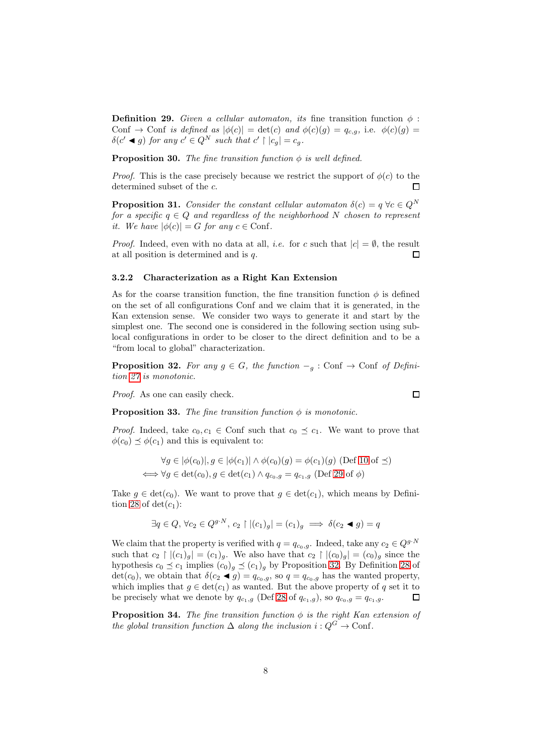**Definition 29.** *Given a cellular automaton, its* fine transition function $\phi$ : Conf $\to$ Conf *is defined as* $|\phi(c)| = \det(c)$ *and* $\phi(c)(g) = q_{c,g}$, i.e. $\phi(c)(g) = \delta(c' \blacktriangleleft g)$ *for any* $c' \in Q^N$ *such that* $c' \restriction |c_g| = c_g$.

**Proposition 30.** *The fine transition function* $\phi$ *is well defined.*

*Proof.* This is the case precisely because we restrict the support of $\phi(c)$ to the determined subset of the $c$. $\square$

**Proposition 31.** *Consider the constant cellular automaton* $\delta(c) = q$ $\forall c \in Q^N$ *for a specific* $q \in Q$ *and regardless of the neighborhood* $N$ *chosen to represent it. We have* $|\phi(c)| = G$ *for any* $c \in$ Conf.

*Proof.* Indeed, even with no data at all, *i.e.* for $c$ such that $|c| = \emptyset$, the result at all position is determined and is $q$. $\square$

### 3.2.2 Characterization as a Right Kan Extension

As for the coarse transition function, the fine transition function $\phi$ is defined on the set of all configurations Conf and we claim that it is generated, in the Kan extension sense. We consider two ways to generate it and start by the simplest one. The second one is considered in the following section using sub-local configurations in order to be closer to the direct definition and to be a "from local to global" characterization.

**Proposition 32.** *For any* $g \in G$, *the function* $-_g$ : Conf $\to$ Conf *of Definition 27 is monotonic.*

*Proof.* As one can easily check. $\square$

**Proposition 33.** *The fine transition function* $\phi$ *is monotonic.*

*Proof.* Indeed, take $c_0, c_1 \in$ Conf such that $c_0 \preceq c_1$. We want to prove that $\phi(c_0) \preceq \phi(c_1)$ and this is equivalent to:

$$\forall g \in |\phi(c_0)|, g \in |\phi(c_1)| \wedge \phi(c_0)(g) = \phi(c_1)(g) \text{ (Def 10 of } \preceq)$$
$$\iff \forall g \in \det(c_0), g \in \det(c_1) \wedge q_{c_0,g} = q_{c_1,g} \text{ (Def 29 of } \phi)$$

Take $g \in \det(c_0)$. We want to prove that $g \in \det(c_1)$, which means by Definition 28 of $\det(c_1)$:

$$\exists q \in Q, \forall c_2 \in Q^{g \cdot N}, c_2 \restriction |(c_1)_g| = (c_1)_g \implies \delta(c_2 \blacktriangleleft g) = q$$

We claim that the property is verified with $q = q_{c_0,g}$. Indeed, take any $c_2 \in Q^{g \cdot N}$ such that $c_2 \restriction |(c_1)_g| = (c_1)_g$. We also have that $c_2 \restriction |(c_0)_g| = (c_0)_g$ since the hypothesis $c_0 \preceq c_1$ implies $(c_0)_g \preceq (c_1)_g$ by Proposition 32. By Definition 28 of $\det(c_0)$, we obtain that $\delta(c_2 \blacktriangleleft g) = q_{c_0,g}$, so $q = q_{c_0,g}$ has the wanted property, which implies that $g \in \det(c_1)$ as wanted. But the above property of $q$ set it to be precisely what we denote by $q_{c_1,g}$ (Def 28 of $q_{c_1,g}$), so $q_{c_0,g} = q_{c_1,g}$. $\square$

**Proposition 34.** *The fine transition function* $\phi$ *is the right Kan extension of the global transition function* $\Delta$ *along the inclusion* $i : Q^G \to$ Conf.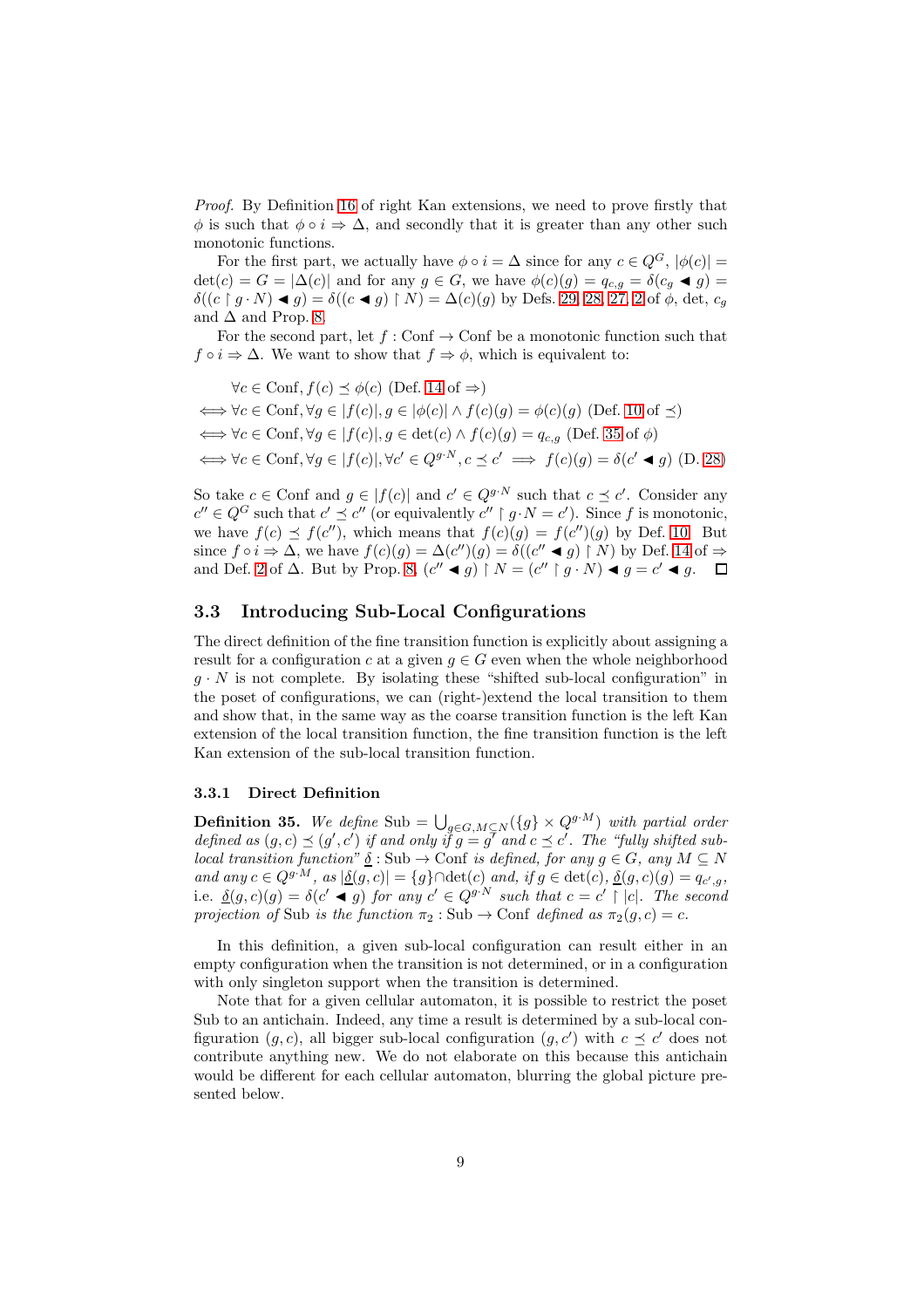*Proof.* By Definition 16 of right Kan extensions, we need to prove firstly that $\phi$ is such that $\phi \circ i \Rightarrow \Delta$, and secondly that it is greater than any other such monotonic functions.

For the first part, we actually have $\phi \circ i = \Delta$ since for any $c \in Q^G$, $|\phi(c)| = \det(c) = G = |\Delta(c)|$ and for any $g \in G$, we have $\phi(c)(g) = q_{c,g} = \delta(c_g \blacktriangleleft g) = \delta((c \restriction g \cdot N) \blacktriangleleft g) = \delta((c \blacktriangleleft g) \restriction N) = \Delta(c)(g)$ by Defs. 29, 28, 27, 2 of $\phi$, det, $c_g$ and $\Delta$ and Prop. 8.

For the second part, let $f : \mathrm{Conf} \to \mathrm{Conf}$ be a monotonic function such that $f \circ i \Rightarrow \Delta$. We want to show that $f \Rightarrow \phi$, which is equivalent to:

$$
\begin{aligned}
& \forall c \in \mathrm{Conf}, f(c) \preceq \phi(c) \text{ (Def. 14 of } \Rightarrow) \\
\iff & \forall c \in \mathrm{Conf}, \forall g \in |f(c)|, g \in |\phi(c)| \wedge f(c)(g) = \phi(c)(g) \text{ (Def. 10 of } \preceq) \\
\iff & \forall c \in \mathrm{Conf}, \forall g \in |f(c)|, g \in \det(c) \wedge f(c)(g) = q_{c,g} \text{ (Def. 35 of } \phi) \\
\iff & \forall c \in \mathrm{Conf}, \forall g \in |f(c)|, \forall c' \in Q^{g \cdot N}, c \preceq c' \implies f(c)(g) = \delta(c' \blacktriangleleft g) \text{ (D. 28)}
\end{aligned}
$$

So take $c \in \mathrm{Conf}$ and $g \in |f(c)|$ and $c' \in Q^{g \cdot N}$ such that $c \preceq c'$. Consider any $c'' \in Q^G$ such that $c' \preceq c''$ (or equivalently $c'' \restriction g \cdot N = c'$). Since $f$ is monotonic, we have $f(c) \preceq f(c'')$, which means that $f(c)(g) = f(c'')(g)$ by Def. 10. But since $f \circ i \Rightarrow \Delta$, we have $f(c)(g) = \Delta(c'')(g) = \delta((c'' \blacktriangleleft g) \restriction N)$ by Def. 14 of $\Rightarrow$ and Def. 2 of $\Delta$. But by Prop. 8, $(c'' \blacktriangleleft g) \restriction N = (c'' \restriction g \cdot N) \blacktriangleleft g = c' \blacktriangleleft g$. $\square$

## 3.3 Introducing Sub-Local Configurations

The direct definition of the fine transition function is explicitly about assigning a result for a configuration $c$ at a given $g \in G$ even when the whole neighborhood $g \cdot N$ is not complete. By isolating these "shifted sub-local configuration" in the poset of configurations, we can (right-)extend the local transition to them and show that, in the same way as the coarse transition function is the left Kan extension of the local transition function, the fine transition function is the left Kan extension of the sub-local transition function.

### 3.3.1 Direct Definition

**Definition 35.** *We define* $\mathrm{Sub} = \bigcup_{g \in G, M \subseteq N} (\{g\} \times Q^{g \cdot M})$ *with partial order defined as* $(g, c) \preceq (g', c')$ *if and only if* $g = g'$ *and* $c \preceq c'$. *The "fully shifted sub-local transition function"* $\underline{\delta} : \mathrm{Sub} \to \mathrm{Conf}$ *is defined, for any* $g \in G$, *any* $M \subseteq N$ *and any* $c \in Q^{g \cdot M}$, *as* $|\underline{\delta}(g, c)| = \{g\} \cap \det(c)$ *and, if* $g \in \det(c)$, $\underline{\delta}(g, c)(g) = q_{c',g}$, i.e. $\underline{\delta}(g, c)(g) = \delta(c' \blacktriangleleft g)$ *for any* $c' \in Q^{g \cdot N}$ *such that* $c = c' \restriction |c|$. *The second projection of* $\mathrm{Sub}$ *is the function* $\pi_2 : \mathrm{Sub} \to \mathrm{Conf}$ *defined as* $\pi_2(g, c) = c$.

In this definition, a given sub-local configuration can result either in an empty configuration when the transition is not determined, or in a configuration with only singleton support when the transition is determined.

Note that for a given cellular automaton, it is possible to restrict the poset Sub to an antichain. Indeed, any time a result is determined by a sub-local configuration $(g, c)$, all bigger sub-local configuration $(g, c')$ with $c \preceq c'$ does not contribute anything new. We do not elaborate on this because this antichain would be different for each cellular automaton, blurring the global picture presented below.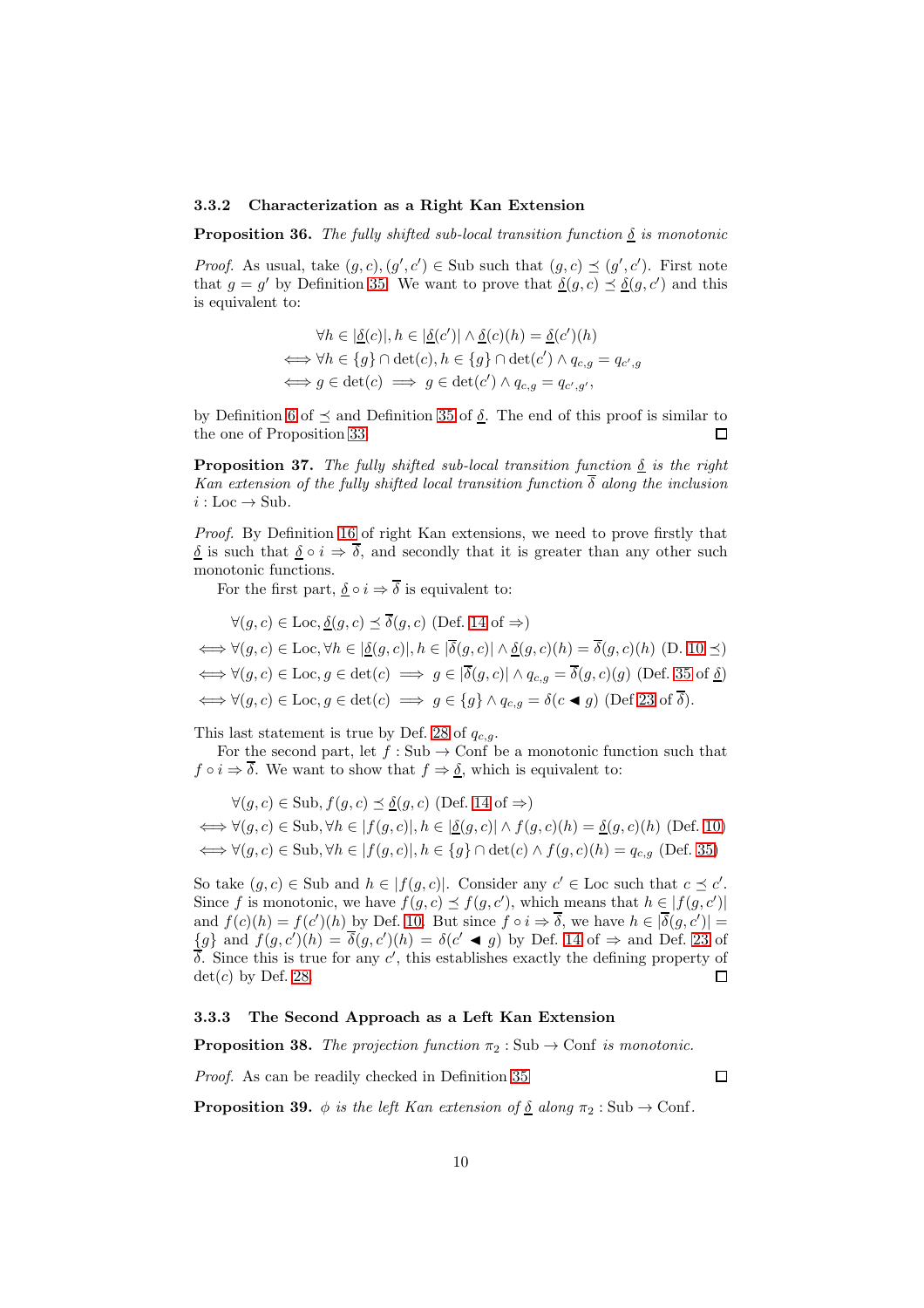### 3.3.2 Characterization as a Right Kan Extension

**Proposition 36.** *The fully shifted sub-local transition function $\underline{\delta}$ is monotonic*

*Proof.* As usual, take $(g, c), (g', c') \in \text{Sub}$ such that $(g, c) \preceq (g', c')$. First note that $g = g'$ by Definition 35. We want to prove that $\underline{\delta}(g, c) \preceq \underline{\delta}(g, c')$ and this is equivalent to:

$$\begin{aligned}
&\forall h \in |\underline{\delta}(c)|, h \in |\underline{\delta}(c')| \wedge \underline{\delta}(c)(h) = \underline{\delta}(c')(h) \\
\iff &\forall h \in \{g\} \cap \det(c), h \in \{g\} \cap \det(c') \wedge q_{c,g} = q_{c',g} \\
\iff &g \in \det(c) \implies g \in \det(c') \wedge q_{c,g} = q_{c',g'},
\end{aligned}$$

by Definition 6 of $\preceq$ and Definition 35 of $\underline{\delta}$. The end of this proof is similar to the one of Proposition 33. □

**Proposition 37.** *The fully shifted sub-local transition function $\underline{\delta}$ is the right Kan extension of the fully shifted local transition function $\overline{\delta}$ along the inclusion $i : \text{Loc} \to \text{Sub}$.*

*Proof.* By Definition 16 of right Kan extensions, we need to prove firstly that $\underline{\delta}$ is such that $\underline{\delta} \circ i \Rightarrow \overline{\delta}$, and secondly that it is greater than any other such monotonic functions.

For the first part, $\underline{\delta} \circ i \Rightarrow \overline{\delta}$ is equivalent to:

$$\begin{aligned}
&\forall (g, c) \in \text{Loc}, \underline{\delta}(g, c) \preceq \overline{\delta}(g, c) \text{ (Def. 14 of } \Rightarrow) \\
\iff &\forall (g, c) \in \text{Loc}, \forall h \in |\underline{\delta}(g, c)|, h \in |\overline{\delta}(g, c)| \wedge \underline{\delta}(g, c)(h) = \overline{\delta}(g, c)(h) \text{ (D. 10 } \preceq) \\
\iff &\forall (g, c) \in \text{Loc}, g \in \det(c) \implies g \in |\overline{\delta}(g, c)| \wedge q_{c,g} = \overline{\delta}(g, c)(g) \text{ (Def. 35 of } \underline{\delta}) \\
\iff &\forall (g, c) \in \text{Loc}, g \in \det(c) \implies g \in \{g\} \wedge q_{c,g} = \delta(c \blacktriangleleft g) \text{ (Def 23 of } \overline{\delta}).
\end{aligned}$$

This last statement is true by Def. 28 of $q_{c,g}$.

For the second part, let $f : \text{Sub} \to \text{Conf}$ be a monotonic function such that $f \circ i \Rightarrow \overline{\delta}$. We want to show that $f \Rightarrow \underline{\delta}$, which is equivalent to:

$$\begin{aligned}
&\forall (g, c) \in \text{Sub}, f(g, c) \preceq \underline{\delta}(g, c) \text{ (Def. 14 of } \Rightarrow) \\
\iff &\forall (g, c) \in \text{Sub}, \forall h \in |f(g, c)|, h \in |\underline{\delta}(g, c)| \wedge f(g, c)(h) = \underline{\delta}(g, c)(h) \text{ (Def. 10)} \\
\iff &\forall (g, c) \in \text{Sub}, \forall h \in |f(g, c)|, h \in \{g\} \cap \det(c) \wedge f(g, c)(h) = q_{c,g} \text{ (Def. 35)}
\end{aligned}$$

So take $(g, c) \in \text{Sub}$ and $h \in |f(g, c)|$. Consider any $c' \in \text{Loc}$ such that $c \preceq c'$. Since $f$ is monotonic, we have $f(g, c) \preceq f(g, c')$, which means that $h \in |f(g, c')|$ and $f(c)(h) = f(c')(h)$ by Def. 10. But since $f \circ i \Rightarrow \overline{\delta}$, we have $h \in |\overline{\delta}(g, c')| = \{g\}$ and $f(g, c')(h) = \overline{\delta}(g, c')(h) = \delta(c' \blacktriangleleft g)$ by Def. 14 of $\Rightarrow$ and Def. 23 of $\overline{\delta}$. Since this is true for any $c'$, this establishes exactly the defining property of $\det(c)$ by Def. 28. □

### 3.3.3 The Second Approach as a Left Kan Extension

**Proposition 38.** *The projection function $\pi_2 : \text{Sub} \to \text{Conf}$ is monotonic.*

*Proof.* As can be readily checked in Definition 35 □

**Proposition 39.** *$\phi$ is the left Kan extension of $\underline{\delta}$ along $\pi_2 : \text{Sub} \to \text{Conf}$.*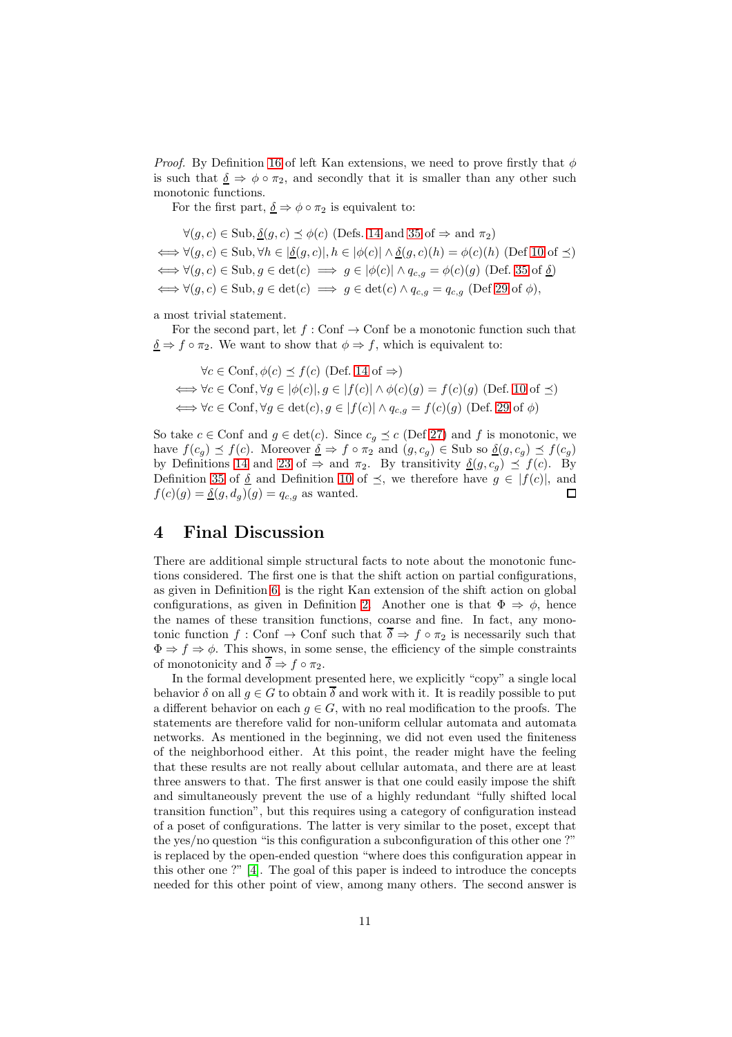*Proof.* By Definition 16 of left Kan extensions, we need to prove firstly that $\phi$ is such that $\underline{\delta} \Rightarrow \phi \circ \pi_2$, and secondly that it is smaller than any other such monotonic functions.

For the first part, $\underline{\delta} \Rightarrow \phi \circ \pi_2$ is equivalent to:

$$
\begin{aligned}
&\forall (g,c) \in \text{Sub}, \underline{\delta}(g,c) \preceq \phi(c) \text{ (Defs. 14 and 35 of} \Rightarrow \text{and } \pi_2) \\
\iff &\forall (g,c) \in \text{Sub}, \forall h \in |\underline{\delta}(g,c)|, h \in |\phi(c)| \wedge \underline{\delta}(g,c)(h) = \phi(c)(h) \text{ (Def 10 of } \preceq) \\
\iff &\forall (g,c) \in \text{Sub}, g \in \det(c) \implies g \in |\phi(c)| \wedge q_{c,g} = \phi(c)(g) \text{ (Def. 35 of } \underline{\delta}) \\
\iff &\forall (g,c) \in \text{Sub}, g \in \det(c) \implies g \in \det(c) \wedge q_{c,g} = q_{c,g} \text{ (Def 29 of } \phi),
\end{aligned}
$$

a most trivial statement.

For the second part, let $f : \text{Conf} \to \text{Conf}$ be a monotonic function such that $\underline{\delta} \Rightarrow f \circ \pi_2$. We want to show that $\phi \Rightarrow f$, which is equivalent to:

$$
\begin{aligned}
&\forall c \in \text{Conf}, \phi(c) \preceq f(c) \text{ (Def. 14 of} \Rightarrow) \\
\iff &\forall c \in \text{Conf}, \forall g \in |\phi(c)|, g \in |f(c)| \wedge \phi(c)(g) = f(c)(g) \text{ (Def. 10 of } \preceq) \\
\iff &\forall c \in \text{Conf}, \forall g \in \det(c), g \in |f(c)| \wedge q_{c,g} = f(c)(g) \text{ (Def. 29 of } \phi)
\end{aligned}
$$

So take $c \in \text{Conf}$ and $g \in \det(c)$. Since $c_g \preceq c$ (Def 27) and $f$ is monotonic, we have $f(c_g) \preceq f(c)$. Moreover $\underline{\delta} \Rightarrow f \circ \pi_2$ and $(g, c_g) \in \text{Sub}$ so $\underline{\delta}(g, c_g) \preceq f(c_g)$ by Definitions 14 and 23 of $\Rightarrow$ and $\pi_2$. By transitivity $\underline{\delta}(g, c_g) \preceq f(c)$. By Definition 35 of $\underline{\delta}$ and Definition 10 of $\preceq$, we therefore have $g \in |f(c)|$, and $f(c)(g) = \underline{\delta}(g, d_g)(g) = q_{c,g}$ as wanted. ◻

## 4 Final Discussion

There are additional simple structural facts to note about the monotonic functions considered. The first one is that the shift action on partial configurations, as given in Definition 6, is the right Kan extension of the shift action on global configurations, as given in Definition 2. Another one is that $\Phi \Rightarrow \phi$, hence the names of these transition functions, coarse and fine. In fact, any monotonic function $f : \text{Conf} \to \text{Conf}$ such that $\overline{\delta} \Rightarrow f \circ \pi_2$ is necessarily such that $\Phi \Rightarrow f \Rightarrow \phi$. This shows, in some sense, the efficiency of the simple constraints of monotonicity and $\overline{\delta} \Rightarrow f \circ \pi_2$.

In the formal development presented here, we explicitly "copy" a single local behavior $\delta$ on all $g \in G$ to obtain $\overline{\delta}$ and work with it. It is readily possible to put a different behavior on each $g \in G$, with no real modification to the proofs. The statements are therefore valid for non-uniform cellular automata and automata networks. As mentioned in the beginning, we did not even used the finiteness of the neighborhood either. At this point, the reader might have the feeling that these results are not really about cellular automata, and there are at least three answers to that. The first answer is that one could easily impose the shift and simultaneously prevent the use of a highly redundant "fully shifted local transition function", but this requires using a category of configuration instead of a poset of configurations. The latter is very similar to the poset, except that the yes/no question "is this configuration a subconfiguration of this other one ?" is replaced by the open-ended question "where does this configuration appear in this other one ?" [4]. The goal of this paper is indeed to introduce the concepts needed for this other point of view, among many others. The second answer is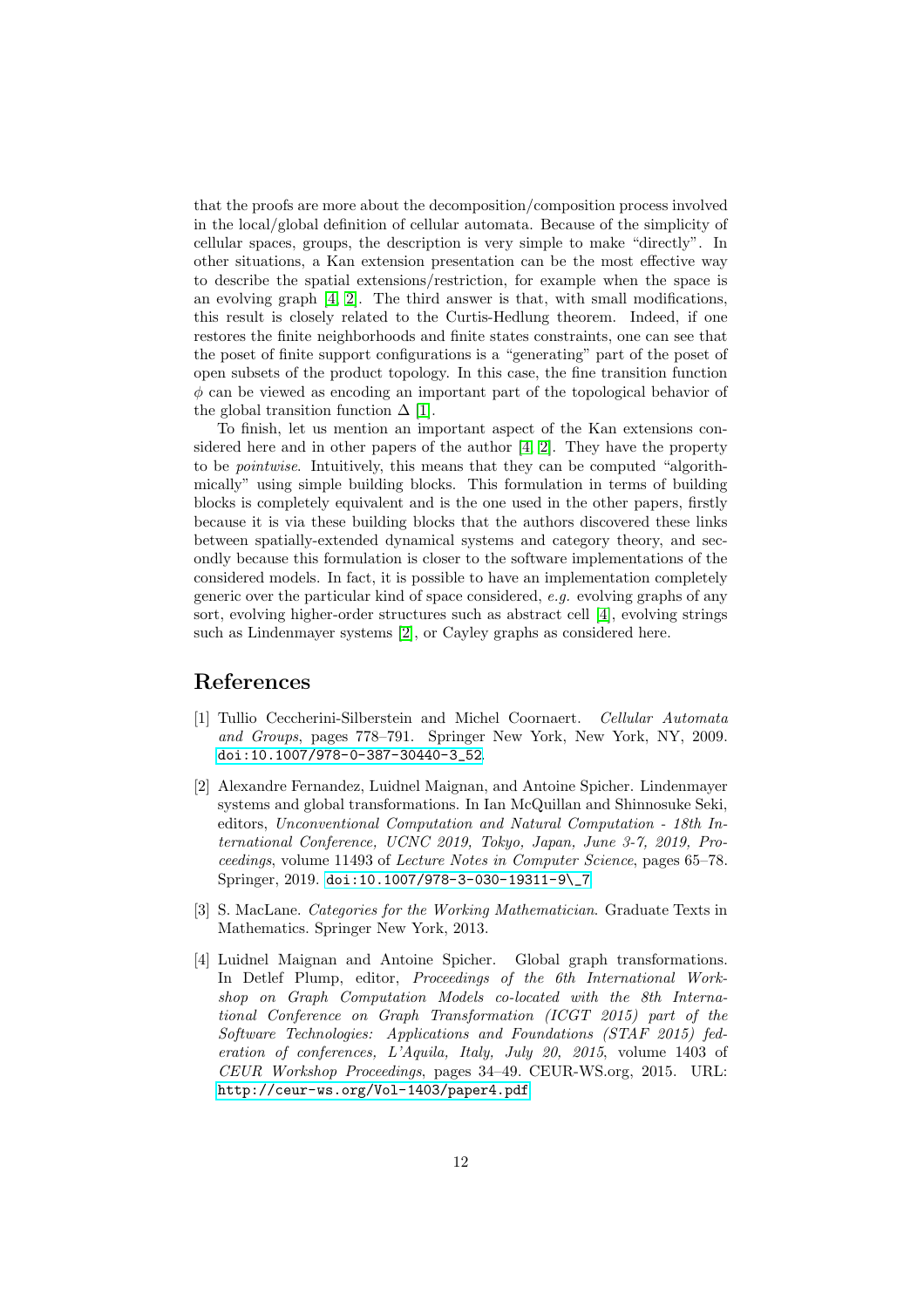that the proofs are more about the decomposition/composition process involved in the local/global definition of cellular automata. Because of the simplicity of cellular spaces, groups, the description is very simple to make "directly". In other situations, a Kan extension presentation can be the most effective way to describe the spatial extensions/restriction, for example when the space is an evolving graph [4, 2]. The third answer is that, with small modifications, this result is closely related to the Curtis-Hedlung theorem. Indeed, if one restores the finite neighborhoods and finite states constraints, one can see that the poset of finite support configurations is a "generating" part of the poset of open subsets of the product topology. In this case, the fine transition function $\phi$ can be viewed as encoding an important part of the topological behavior of the global transition function $\Delta$ [1].

To finish, let us mention an important aspect of the Kan extensions considered here and in other papers of the author [4, 2]. They have the property to be *pointwise*. Intuitively, this means that they can be computed "algorithmically" using simple building blocks. This formulation in terms of building blocks is completely equivalent and is the one used in the other papers, firstly because it is via these building blocks that the authors discovered these links between spatially-extended dynamical systems and category theory, and secondly because this formulation is closer to the software implementations of the considered models. In fact, it is possible to have an implementation completely generic over the particular kind of space considered, *e.g.* evolving graphs of any sort, evolving higher-order structures such as abstract cell [4], evolving strings such as Lindenmayer systems [2], or Cayley graphs as considered here.

## References

[1] Tullio Ceccherini-Silberstein and Michel Coornaert. *Cellular Automata and Groups*, pages 778–791. Springer New York, New York, NY, 2009. doi:10.1007/978-0-387-30440-3_52.

[2] Alexandre Fernandez, Luidnel Maignan, and Antoine Spicher. Lindenmayer systems and global transformations. In Ian McQuillan and Shinnosuke Seki, editors, *Unconventional Computation and Natural Computation - 18th International Conference, UCNC 2019, Tokyo, Japan, June 3-7, 2019, Proceedings*, volume 11493 of *Lecture Notes in Computer Science*, pages 65–78. Springer, 2019. doi:10.1007/978-3-030-19311-9\_7.

[3] S. MacLane. *Categories for the Working Mathematician*. Graduate Texts in Mathematics. Springer New York, 2013.

[4] Luidnel Maignan and Antoine Spicher. Global graph transformations. In Detlef Plump, editor, *Proceedings of the 6th International Workshop on Graph Computation Models co-located with the 8th International Conference on Graph Transformation (ICGT 2015) part of the Software Technologies: Applications and Foundations (STAF 2015) federation of conferences, L'Aquila, Italy, July 20, 2015*, volume 1403 of *CEUR Workshop Proceedings*, pages 34–49. CEUR-WS.org, 2015. URL: http://ceur-ws.org/Vol-1403/paper4.pdf.